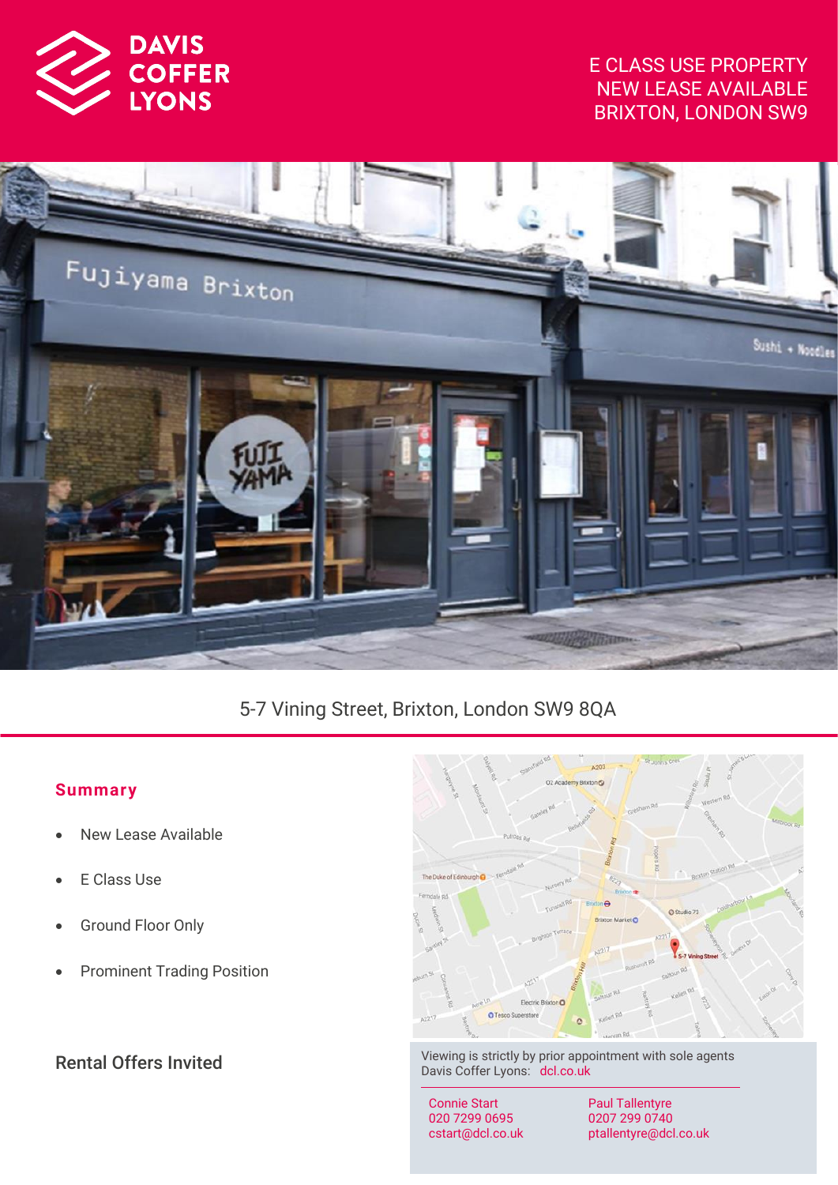DAVIS COFFER LYONS

E CLASS USE PROPERTY
NEW LEASE AVAILABLE
BRIXTON, LONDON SW9

5-7 Vining Street, Brixton, London SW9 8QA

## Summary

- New Lease Available
- E Class Use
- Ground Floor Only
- Prominent Trading Position

## Rental Offers Invited

Viewing is strictly by prior appointment with sole agents Davis Coffer Lyons: dcl.co.uk

Connie Start
020 7299 0695
cstart@dcl.co.uk

Paul Tallentyre
0207 299 0740
ptallentyre@dcl.co.uk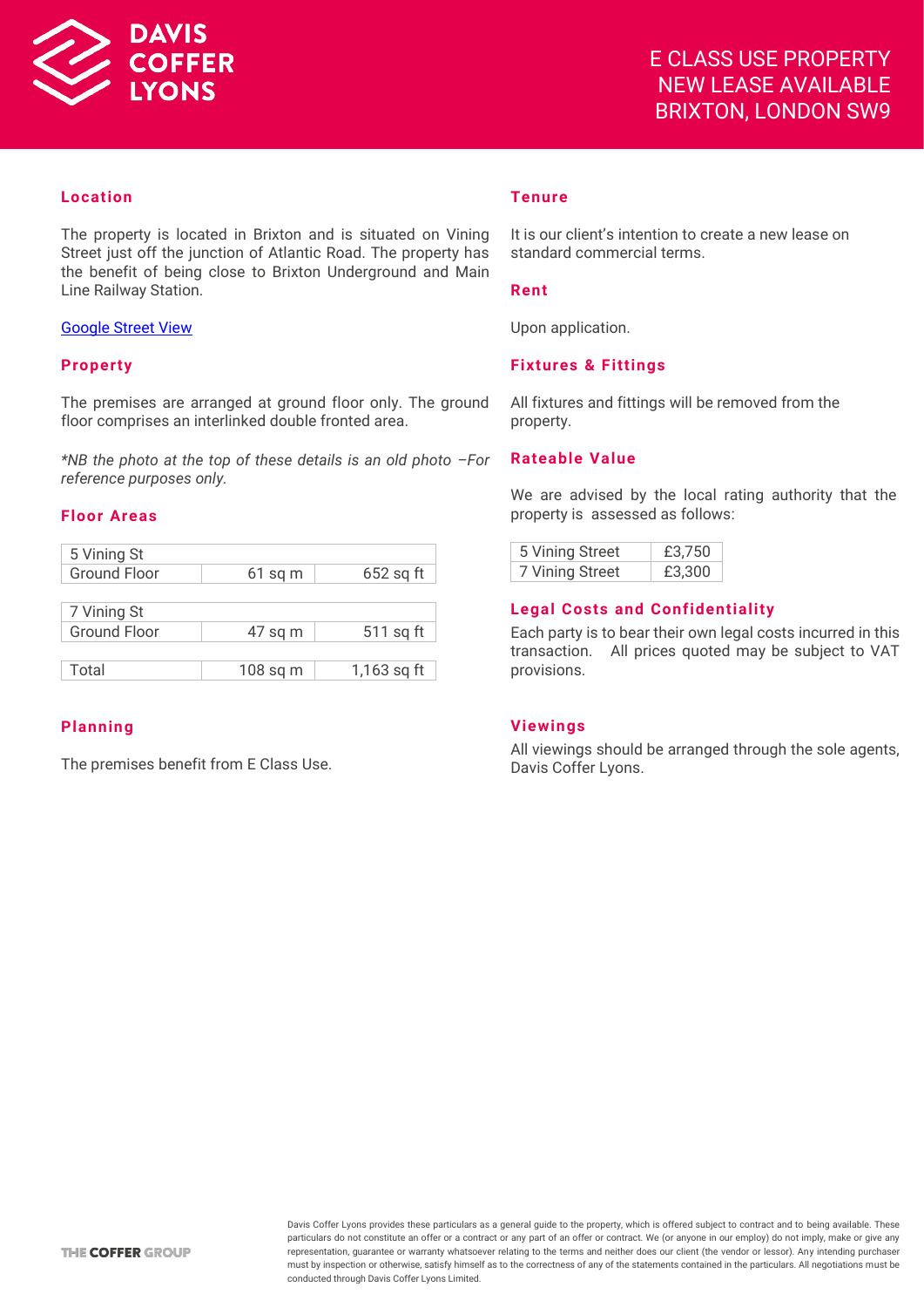# E CLASS USE PROPERTY
# NEW LEASE AVAILABLE
# BRIXTON, LONDON SW9

## Location

The property is located in Brixton and is situated on Vining Street just off the junction of Atlantic Road. The property has the benefit of being close to Brixton Underground and Main Line Railway Station.

[Google Street View]

## Property

The premises are arranged at ground floor only. The ground floor comprises an interlinked double fronted area.

*\*NB the photo at the top of these details is an old photo –For reference purposes only.*

## Floor Areas

| 5 Vining St | | |
|---|---|---|
| Ground Floor | 61 sq m | 652 sq ft |

| 7 Vining St | | |
|---|---|---|
| Ground Floor | 47 sq m | 511 sq ft |

| | | |
|---|---|---|
| Total | 108 sq m | 1,163 sq ft |

## Planning

The premises benefit from E Class Use.

## Tenure

It is our client's intention to create a new lease on standard commercial terms.

## Rent

Upon application.

## Fixtures & Fittings

All fixtures and fittings will be removed from the property.

## Rateable Value

We are advised by the local rating authority that the property is assessed as follows:

| | |
|---|---|
| 5 Vining Street | £3,750 |
| 7 Vining Street | £3,300 |

## Legal Costs and Confidentiality

Each party is to bear their own legal costs incurred in this transaction. All prices quoted may be subject to VAT provisions.

## Viewings

All viewings should be arranged through the sole agents, Davis Coffer Lyons.

THE COFFER GROUP

Davis Coffer Lyons provides these particulars as a general guide to the property, which is offered subject to contract and to being available. These particulars do not constitute an offer or a contract or any part of an offer or contract. We (or anyone in our employ) do not imply, make or give any representation, guarantee or warranty whatsoever relating to the terms and neither does our client (the vendor or lessor). Any intending purchaser must by inspection or otherwise, satisfy himself as to the correctness of any of the statements contained in the particulars. All negotiations must be conducted through Davis Coffer Lyons Limited.